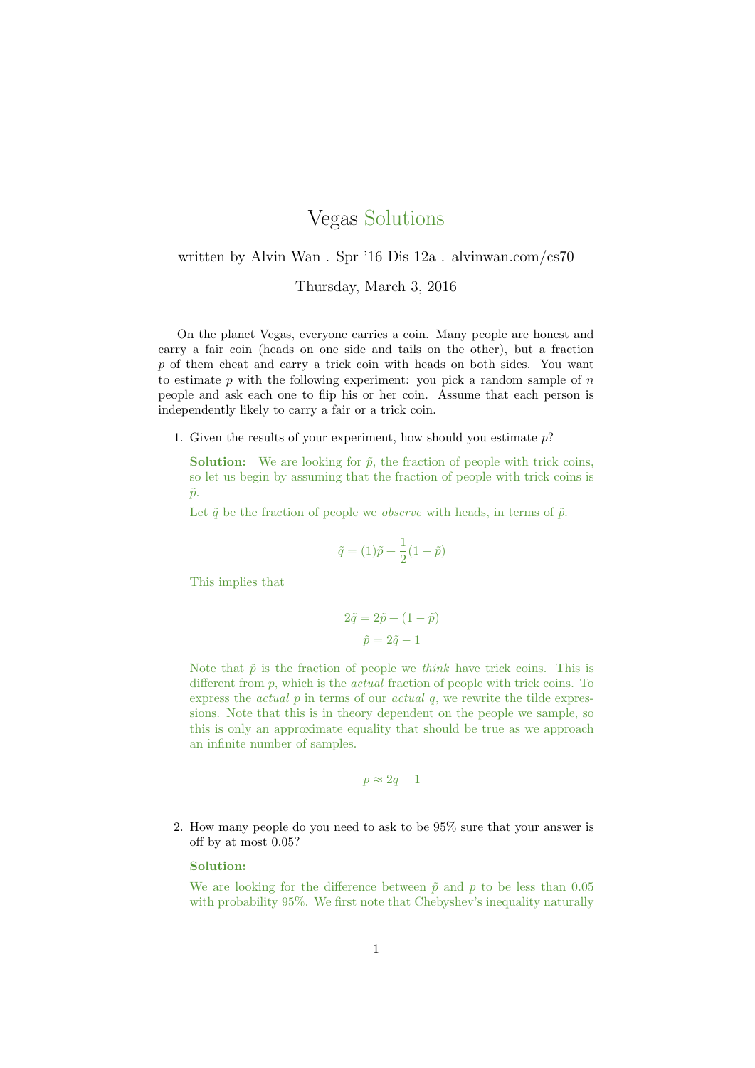# Vegas Solutions

written by Alvin Wan . Spr '16 Dis 12a . alvinwan.com/cs70

Thursday, March 3, 2016

On the planet Vegas, everyone carries a coin. Many people are honest and carry a fair coin (heads on one side and tails on the other), but a fraction $p$ of them cheat and carry a trick coin with heads on both sides. You want to estimate $p$ with the following experiment: you pick a random sample of $n$ people and ask each one to flip his or her coin. Assume that each person is independently likely to carry a fair or a trick coin.

1. Given the results of your experiment, how should you estimate $p$?

   **Solution:** We are looking for $\tilde{p}$, the fraction of people with trick coins, so let us begin by assuming that the fraction of people with trick coins is $\tilde{p}$.

   Let $\tilde{q}$ be the fraction of people we *observe* with heads, in terms of $\tilde{p}$.

   $$\tilde{q} = (1)\tilde{p} + \frac{1}{2}(1 - \tilde{p})$$

   This implies that

   $$2\tilde{q} = 2\tilde{p} + (1 - \tilde{p})$$
   $$\tilde{p} = 2\tilde{q} - 1$$

   Note that $\tilde{p}$ is the fraction of people we *think* have trick coins. This is different from $p$, which is the *actual* fraction of people with trick coins. To express the *actual* $p$ in terms of our *actual* $q$, we rewrite the tilde expressions. Note that this is in theory dependent on the people we sample, so this is only an approximate equality that should be true as we approach an infinite number of samples.

   $$p \approx 2q - 1$$

2. How many people do you need to ask to be 95% sure that your answer is off by at most 0.05?

   **Solution:**

   We are looking for the difference between $\tilde{p}$ and $p$ to be less than 0.05 with probability 95%. We first note that Chebyshev's inequality naturally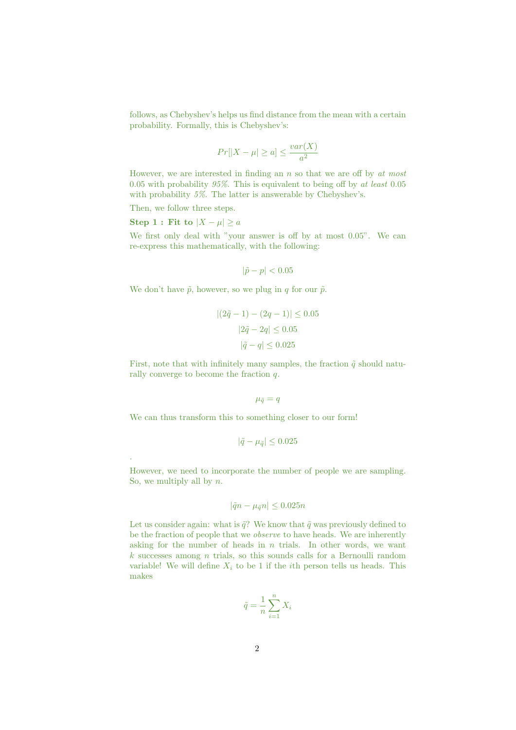follows, as Chebyshev's helps us find distance from the mean with a certain probability. Formally, this is Chebyshev's:

$$Pr[|X - \mu| \geq a] \leq \frac{var(X)}{a^2}$$

However, we are interested in finding an $n$ so that we are off by *at most* 0.05 with probability *95%*. This is equivalent to being off by *at least* 0.05 with probability *5%*. The latter is answerable by Chebyshev's.

Then, we follow three steps.

**Step 1 : Fit to** $|X - \mu| \geq a$

We first only deal with "your answer is off by at most 0.05". We can re-express this mathematically, with the following:

$$|\tilde{p} - p| < 0.05$$

We don't have $\tilde{p}$, however, so we plug in $q$ for our $\tilde{p}$.

$$|(2\tilde{q} - 1) - (2q - 1)| \leq 0.05$$
$$|2\tilde{q} - 2q| \leq 0.05$$
$$|\tilde{q} - q| \leq 0.025$$

First, note that with infinitely many samples, the fraction $\tilde{q}$ should naturally converge to become the fraction $q$.

$$\mu_{\tilde{q}} = q$$

We can thus transform this to something closer to our form!

$$|\tilde{q} - \mu_{\tilde{q}}| \leq 0.025$$

.

However, we need to incorporate the number of people we are sampling. So, we multiply all by $n$.

$$|\tilde{q}n - \mu_{\tilde{q}}n| \leq 0.025n$$

Let us consider again: what is $\tilde{q}$? We know that $\tilde{q}$ was previously defined to be the fraction of people that we *observe* to have heads. We are inherently asking for the number of heads in $n$ trials. In other words, we want $k$ successes among $n$ trials, so this sounds calls for a Bernoulli random variable! We will define $X_i$ to be 1 if the $i$th person tells us heads. This makes

$$\tilde{q} = \frac{1}{n} \sum_{i=1}^{n} X_i$$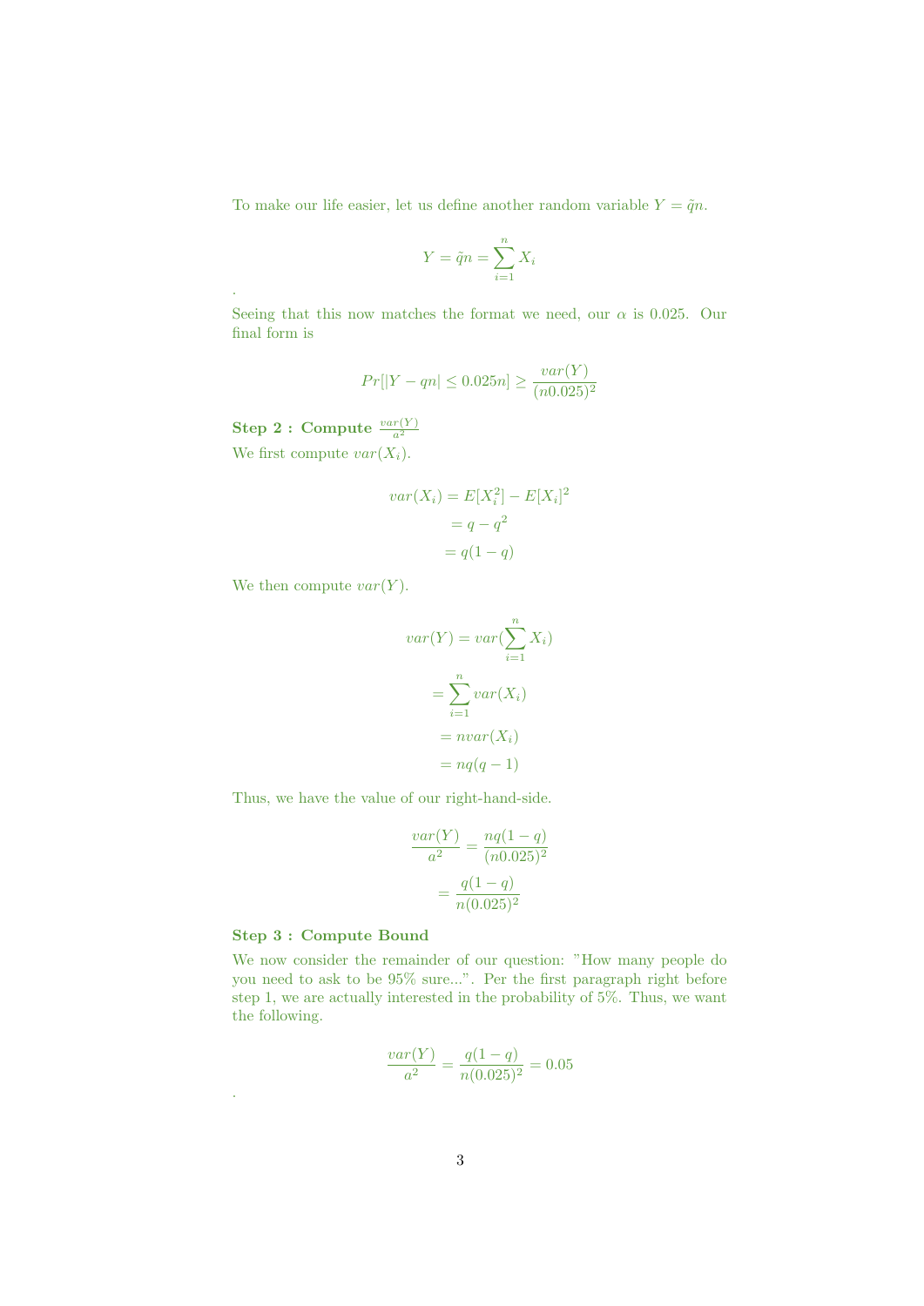To make our life easier, let us define another random variable $Y = \tilde{q}n$.

$$Y = \tilde{q}n = \sum_{i=1}^{n} X_i$$

.

Seeing that this now matches the format we need, our $\alpha$ is 0.025. Our final form is

$$Pr[|Y - qn| \leq 0.025n] \geq \frac{var(Y)}{(n0.025)^2}$$

**Step 2 : Compute $\frac{var(Y)}{a^2}$**

We first compute $var(X_i)$.

$$\begin{aligned} var(X_i) &= E[X_i^2] - E[X_i]^2 \\ &= q - q^2 \\ &= q(1-q) \end{aligned}$$

We then compute $var(Y)$.

$$\begin{aligned} var(Y) &= var(\sum_{i=1}^{n} X_i) \\ &= \sum_{i=1}^{n} var(X_i) \\ &= nvar(X_i) \\ &= nq(q-1) \end{aligned}$$

Thus, we have the value of our right-hand-side.

$$\begin{aligned} \frac{var(Y)}{a^2} &= \frac{nq(1-q)}{(n0.025)^2} \\ &= \frac{q(1-q)}{n(0.025)^2} \end{aligned}$$

**Step 3 : Compute Bound**

We now consider the remainder of our question: "How many people do you need to ask to be 95% sure...". Per the first paragraph right before step 1, we are actually interested in the probability of 5%. Thus, we want the following.

$$\frac{var(Y)}{a^2} = \frac{q(1-q)}{n(0.025)^2} = 0.05$$

.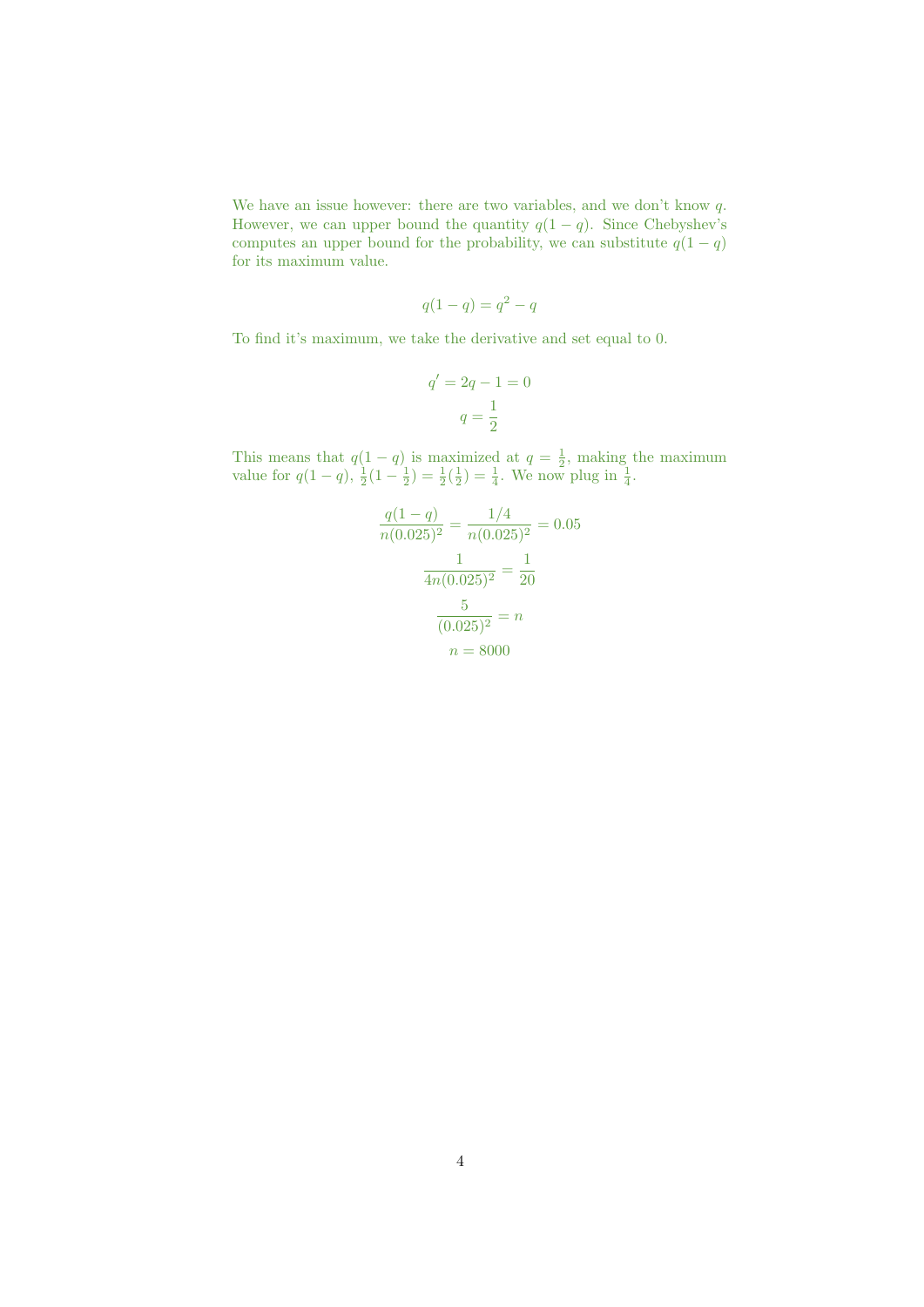We have an issue however: there are two variables, and we don't know $q$. However, we can upper bound the quantity $q(1-q)$. Since Chebyshev's computes an upper bound for the probability, we can substitute $q(1-q)$ for its maximum value.

$$q(1-q) = q^2 - q$$

To find it's maximum, we take the derivative and set equal to 0.

$$q' = 2q - 1 = 0$$
$$q = \frac{1}{2}$$

This means that $q(1-q)$ is maximized at $q = \frac{1}{2}$, making the maximum value for $q(1-q)$, $\frac{1}{2}(1-\frac{1}{2}) = \frac{1}{2}(\frac{1}{2}) = \frac{1}{4}$. We now plug in $\frac{1}{4}$.

$$\frac{q(1-q)}{n(0.025)^2} = \frac{1/4}{n(0.025)^2} = 0.05$$
$$\frac{1}{4n(0.025)^2} = \frac{1}{20}$$
$$\frac{5}{(0.025)^2} = n$$
$$n = 8000$$